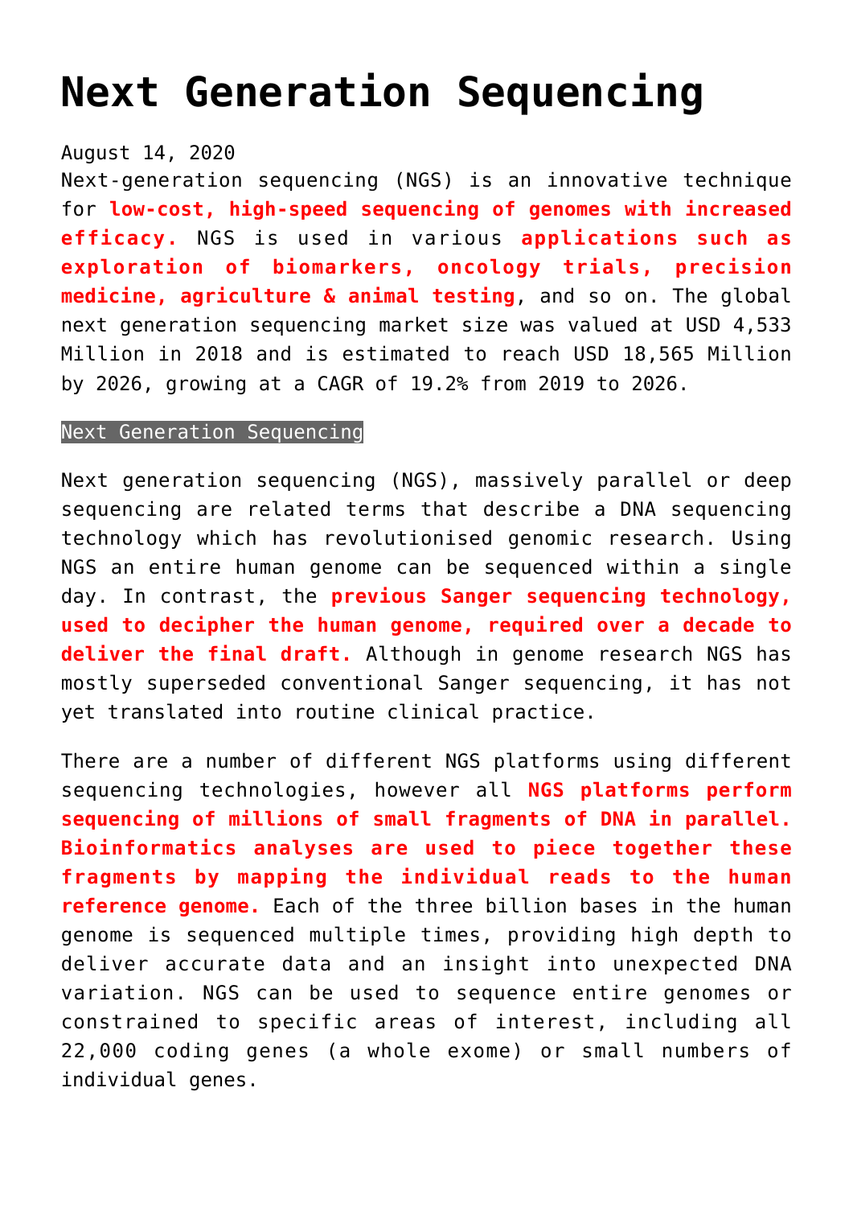# Next Generation Sequencing

August 14, 2020

Next-generation sequencing (NGS) is an innovative technique for **low-cost, high-speed sequencing of genomes with increased efficacy.** NGS is used in various **applications such as exploration of biomarkers, oncology trials, precision medicine, agriculture & animal testing**, and so on. The global next generation sequencing market size was valued at USD 4,533 Million in 2018 and is estimated to reach USD 18,565 Million by 2026, growing at a CAGR of 19.2% from 2019 to 2026.

Next Generation Sequencing

Next generation sequencing (NGS), massively parallel or deep sequencing are related terms that describe a DNA sequencing technology which has revolutionised genomic research. Using NGS an entire human genome can be sequenced within a single day. In contrast, the **previous Sanger sequencing technology, used to decipher the human genome, required over a decade to deliver the final draft.** Although in genome research NGS has mostly superseded conventional Sanger sequencing, it has not yet translated into routine clinical practice.

There are a number of different NGS platforms using different sequencing technologies, however all **NGS platforms perform sequencing of millions of small fragments of DNA in parallel. Bioinformatics analyses are used to piece together these fragments by mapping the individual reads to the human reference genome.** Each of the three billion bases in the human genome is sequenced multiple times, providing high depth to deliver accurate data and an insight into unexpected DNA variation. NGS can be used to sequence entire genomes or constrained to specific areas of interest, including all 22,000 coding genes (a whole exome) or small numbers of individual genes.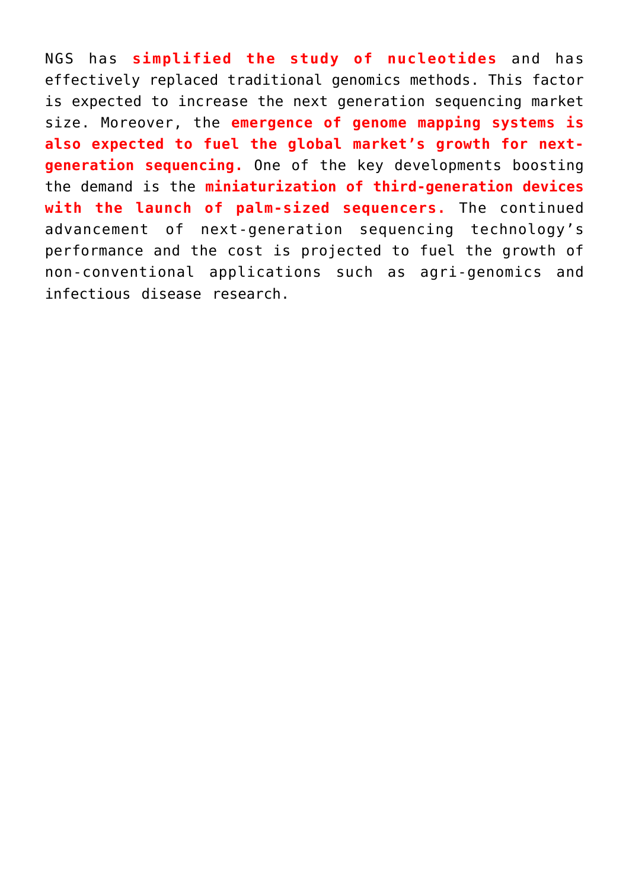NGS has **simplified the study of nucleotides** and has effectively replaced traditional genomics methods. This factor is expected to increase the next generation sequencing market size. Moreover, the **emergence of genome mapping systems is also expected to fuel the global market's growth for next-generation sequencing.** One of the key developments boosting the demand is the **miniaturization of third-generation devices with the launch of palm-sized sequencers.** The continued advancement of next-generation sequencing technology's performance and the cost is projected to fuel the growth of non-conventional applications such as agri-genomics and infectious disease research.